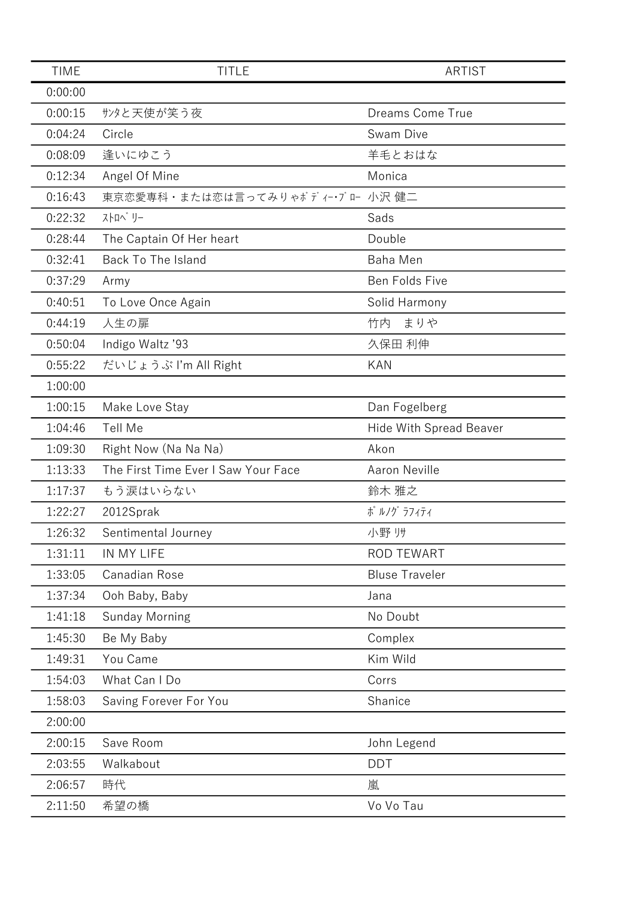| TIME | TITLE | ARTIST |
|---|---|---|
| 0:00:00 | | |
| 0:00:15 | ｻﾝﾀと天使が笑う夜 | Dreams Come True |
| 0:04:24 | Circle | Swam Dive |
| 0:08:09 | 逢いにゆこう | 羊毛とおはな |
| 0:12:34 | Angel Of Mine | Monica |
| 0:16:43 | 東京恋愛専科・または恋は言ってみりゃﾎﾞﾃﾞｨｰ･ﾌﾞﾛｰ | 小沢 健二 |
| 0:22:32 | ｽﾄﾛﾍﾞﾘｰ | Sads |
| 0:28:44 | The Captain Of Her heart | Double |
| 0:32:41 | Back To The Island | Baha Men |
| 0:37:29 | Army | Ben Folds Five |
| 0:40:51 | To Love Once Again | Solid Harmony |
| 0:44:19 | 人生の扉 | 竹内　まりや |
| 0:50:04 | Indigo Waltz '93 | 久保田 利伸 |
| 0:55:22 | だいじょうぶ I'm All Right | KAN |
| 1:00:00 | | |
| 1:00:15 | Make Love Stay | Dan Fogelberg |
| 1:04:46 | Tell Me | Hide With Spread Beaver |
| 1:09:30 | Right Now (Na Na Na) | Akon |
| 1:13:33 | The First Time Ever I Saw Your Face | Aaron Neville |
| 1:17:37 | もう涙はいらない | 鈴木 雅之 |
| 1:22:27 | 2012Sprak | ﾎﾟﾙﾉｸﾞﾗﾌｨﾃｨ |
| 1:26:32 | Sentimental Journey | 小野 ﾘｻ |
| 1:31:11 | IN MY LIFE | ROD TEWART |
| 1:33:05 | Canadian Rose | Bluse Traveler |
| 1:37:34 | Ooh Baby, Baby | Jana |
| 1:41:18 | Sunday Morning | No Doubt |
| 1:45:30 | Be My Baby | Complex |
| 1:49:31 | You Came | Kim Wild |
| 1:54:03 | What Can I Do | Corrs |
| 1:58:03 | Saving Forever For You | Shanice |
| 2:00:00 | | |
| 2:00:15 | Save Room | John Legend |
| 2:03:55 | Walkabout | DDT |
| 2:06:57 | 時代 | 嵐 |
| 2:11:50 | 希望の橋 | Vo Vo Tau |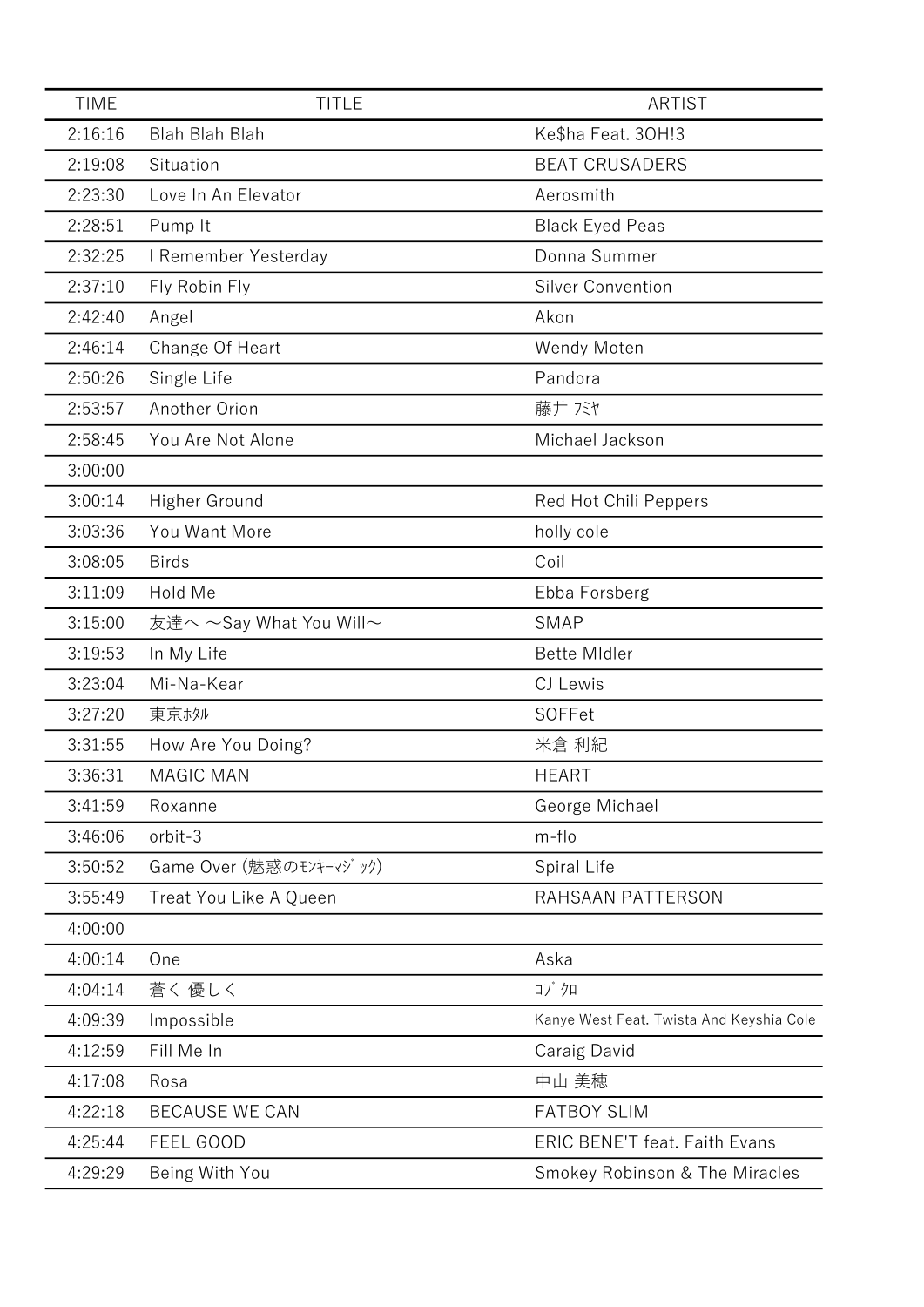| TIME | TITLE | ARTIST |
|---|---|---|
| 2:16:16 | Blah Blah Blah | Ke$ha Feat. 3OH!3 |
| 2:19:08 | Situation | BEAT CRUSADERS |
| 2:23:30 | Love In An Elevator | Aerosmith |
| 2:28:51 | Pump It | Black Eyed Peas |
| 2:32:25 | I Remember Yesterday | Donna Summer |
| 2:37:10 | Fly Robin Fly | Silver Convention |
| 2:42:40 | Angel | Akon |
| 2:46:14 | Change Of Heart | Wendy Moten |
| 2:50:26 | Single Life | Pandora |
| 2:53:57 | Another Orion | 藤井 ﾌﾐﾔ |
| 2:58:45 | You Are Not Alone | Michael Jackson |
| 3:00:00 | | |
| 3:00:14 | Higher Ground | Red Hot Chili Peppers |
| 3:03:36 | You Want More | holly cole |
| 3:08:05 | Birds | Coil |
| 3:11:09 | Hold Me | Ebba Forsberg |
| 3:15:00 | 友達へ 〜Say What You Will〜 | SMAP |
| 3:19:53 | In My Life | Bette MIdler |
| 3:23:04 | Mi-Na-Kear | CJ Lewis |
| 3:27:20 | 東京ﾎﾀﾙ | SOFFet |
| 3:31:55 | How Are You Doing? | 米倉 利紀 |
| 3:36:31 | MAGIC MAN | HEART |
| 3:41:59 | Roxanne | George Michael |
| 3:46:06 | orbit-3 | m-flo |
| 3:50:52 | Game Over (魅惑のﾓﾝｷｰﾏｼﾞｯｸ) | Spiral Life |
| 3:55:49 | Treat You Like A Queen | RAHSAAN PATTERSON |
| 4:00:00 | | |
| 4:00:14 | One | Aska |
| 4:04:14 | 蒼く 優しく | ｺﾌﾞｸﾛ |
| 4:09:39 | Impossible | Kanye West Feat. Twista And Keyshia Cole |
| 4:12:59 | Fill Me In | Caraig David |
| 4:17:08 | Rosa | 中山 美穂 |
| 4:22:18 | BECAUSE WE CAN | FATBOY SLIM |
| 4:25:44 | FEEL GOOD | ERIC BENE'T feat. Faith Evans |
| 4:29:29 | Being With You | Smokey Robinson & The Miracles |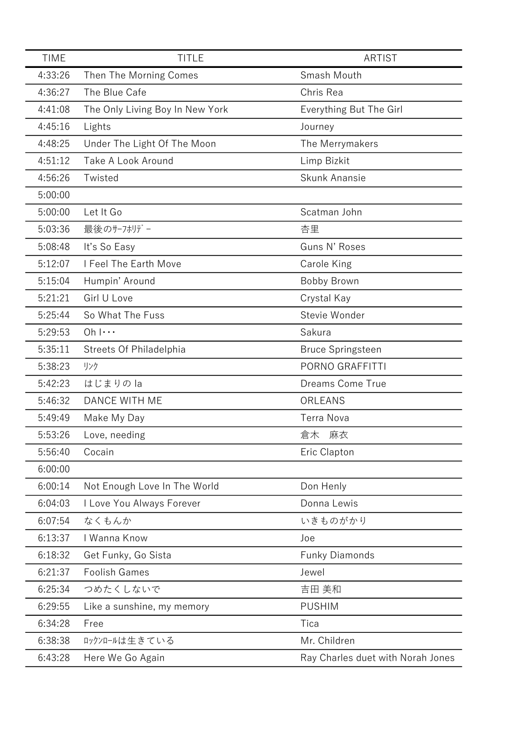| TIME | TITLE | ARTIST |
|---|---|---|
| 4:33:26 | Then The Morning Comes | Smash Mouth |
| 4:36:27 | The Blue Cafe | Chris Rea |
| 4:41:08 | The Only Living Boy In New York | Everything But The Girl |
| 4:45:16 | Lights | Journey |
| 4:48:25 | Under The Light Of The Moon | The Merrymakers |
| 4:51:12 | Take A Look Around | Limp Bizkit |
| 4:56:26 | Twisted | Skunk Anansie |
| 5:00:00 | | |
| 5:00:00 | Let It Go | Scatman John |
| 5:03:36 | 最後のｻｰﾌﾎﾘﾃﾞｰ | 杏里 |
| 5:08:48 | It's So Easy | Guns N' Roses |
| 5:12:07 | I Feel The Earth Move | Carole King |
| 5:15:04 | Humpin' Around | Bobby Brown |
| 5:21:21 | Girl U Love | Crystal Kay |
| 5:25:44 | So What The Fuss | Stevie Wonder |
| 5:29:53 | Oh I･･･ | Sakura |
| 5:35:11 | Streets Of Philadelphia | Bruce Springsteen |
| 5:38:23 | ﾘﾝｸ | PORNO GRAFFITTI |
| 5:42:23 | はじまりの la | Dreams Come True |
| 5:46:32 | DANCE WITH ME | ORLEANS |
| 5:49:49 | Make My Day | Terra Nova |
| 5:53:26 | Love, needing | 倉木　麻衣 |
| 5:56:40 | Cocain | Eric Clapton |
| 6:00:00 | | |
| 6:00:14 | Not Enough Love In The World | Don Henly |
| 6:04:03 | I Love You Always Forever | Donna Lewis |
| 6:07:54 | なくもんか | いきものがかり |
| 6:13:37 | I Wanna Know | Joe |
| 6:18:32 | Get Funky, Go Sista | Funky Diamonds |
| 6:21:37 | Foolish Games | Jewel |
| 6:25:34 | つめたくしないで | 吉田 美和 |
| 6:29:55 | Like a sunshine, my memory | PUSHIM |
| 6:34:28 | Free | Tica |
| 6:38:38 | ﾛｯｸﾝﾛｰﾙは生きている | Mr. Children |
| 6:43:28 | Here We Go Again | Ray Charles duet with Norah Jones |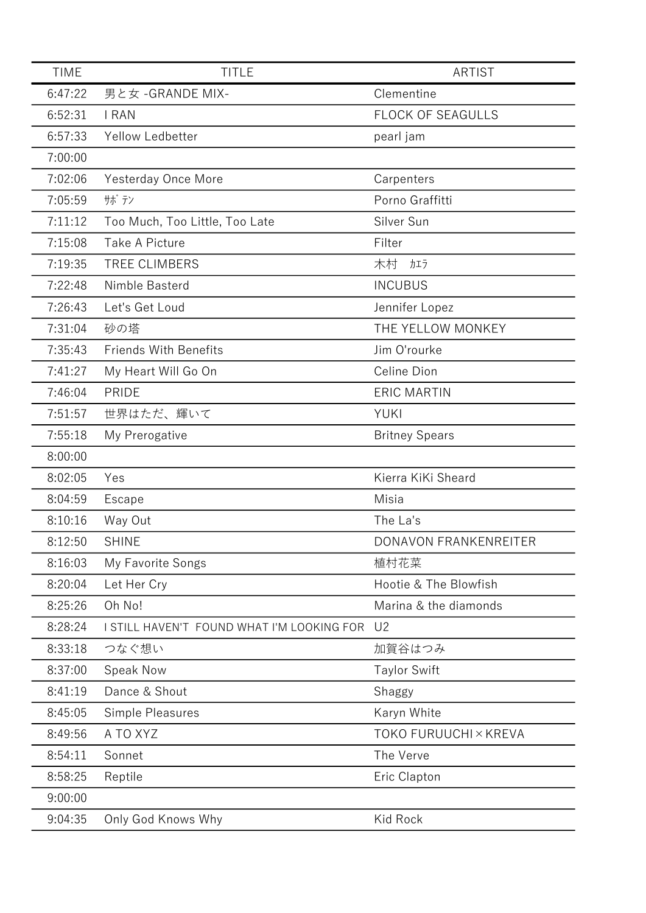| TIME | TITLE | ARTIST |
|---|---|---|
| 6:47:22 | 男と女 -GRANDE MIX- | Clementine |
| 6:52:31 | I RAN | FLOCK OF SEAGULLS |
| 6:57:33 | Yellow Ledbetter | pearl jam |
| 7:00:00 | | |
| 7:02:06 | Yesterday Once More | Carpenters |
| 7:05:59 | ｻﾎﾞﾃﾝ | Porno Graffitti |
| 7:11:12 | Too Much, Too Little, Too Late | Silver Sun |
| 7:15:08 | Take A Picture | Filter |
| 7:19:35 | TREE CLIMBERS | 木村　ｶｴﾗ |
| 7:22:48 | Nimble Basterd | INCUBUS |
| 7:26:43 | Let's Get Loud | Jennifer Lopez |
| 7:31:04 | 砂の塔 | THE YELLOW MONKEY |
| 7:35:43 | Friends With Benefits | Jim O'rourke |
| 7:41:27 | My Heart Will Go On | Celine Dion |
| 7:46:04 | PRIDE | ERIC MARTIN |
| 7:51:57 | 世界はただ、輝いて | YUKI |
| 7:55:18 | My Prerogative | Britney Spears |
| 8:00:00 | | |
| 8:02:05 | Yes | Kierra KiKi Sheard |
| 8:04:59 | Escape | Misia |
| 8:10:16 | Way Out | The La's |
| 8:12:50 | SHINE | DONAVON FRANKENREITER |
| 8:16:03 | My Favorite Songs | 植村花菜 |
| 8:20:04 | Let Her Cry | Hootie & The Blowfish |
| 8:25:26 | Oh No! | Marina & the diamonds |
| 8:28:24 | I STILL HAVEN'T  FOUND WHAT I'M LOOKING FOR | U2 |
| 8:33:18 | つなぐ想い | 加賀谷はつみ |
| 8:37:00 | Speak Now | Taylor Swift |
| 8:41:19 | Dance & Shout | Shaggy |
| 8:45:05 | Simple Pleasures | Karyn White |
| 8:49:56 | A TO XYZ | TOKO FURUUCHI×KREVA |
| 8:54:11 | Sonnet | The Verve |
| 8:58:25 | Reptile | Eric Clapton |
| 9:00:00 | | |
| 9:04:35 | Only God Knows Why | Kid Rock |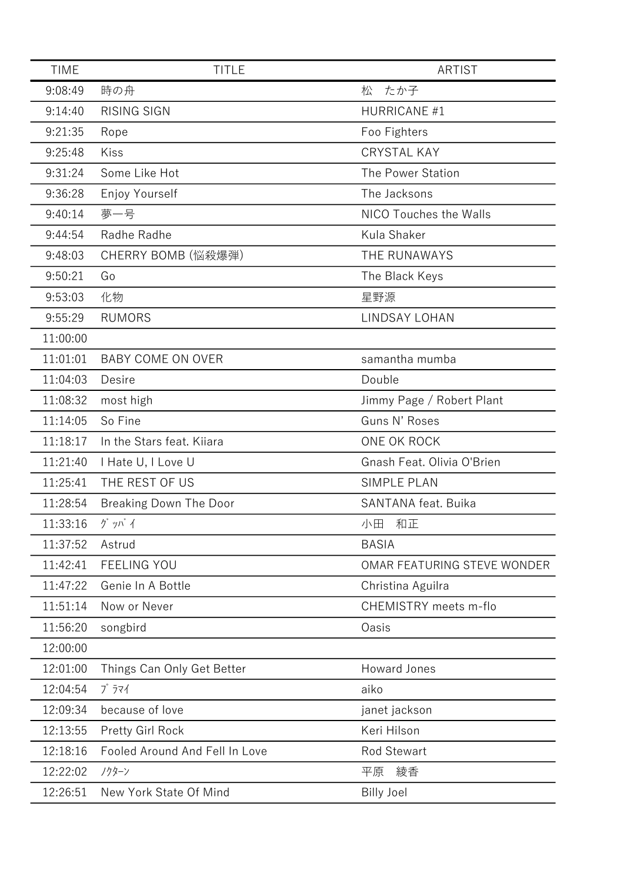| TIME | TITLE | ARTIST |
|---|---|---|
| 9:08:49 | 時の舟 | 松　たか子 |
| 9:14:40 | RISING SIGN | HURRICANE #1 |
| 9:21:35 | Rope | Foo Fighters |
| 9:25:48 | Kiss | CRYSTAL KAY |
| 9:31:24 | Some Like Hot | The Power Station |
| 9:36:28 | Enjoy Yourself | The Jacksons |
| 9:40:14 | 夢一号 | NICO Touches the Walls |
| 9:44:54 | Radhe Radhe | Kula Shaker |
| 9:48:03 | CHERRY BOMB (悩殺爆弾) | THE RUNAWAYS |
| 9:50:21 | Go | The Black Keys |
| 9:53:03 | 化物 | 星野源 |
| 9:55:29 | RUMORS | LINDSAY LOHAN |
| 11:00:00 | | |
| 11:01:01 | BABY COME ON OVER | samantha mumba |
| 11:04:03 | Desire | Double |
| 11:08:32 | most high | Jimmy Page / Robert Plant |
| 11:14:05 | So Fine | Guns N' Roses |
| 11:18:17 | In the Stars feat. Kiiara | ONE OK ROCK |
| 11:21:40 | I Hate U, I Love U | Gnash Feat. Olivia O'Brien |
| 11:25:41 | THE REST OF US | SIMPLE PLAN |
| 11:28:54 | Breaking Down The Door | SANTANA feat. Buika |
| 11:33:16 | ｸﾞｯﾊﾞｲ | 小田　和正 |
| 11:37:52 | Astrud | BASIA |
| 11:42:41 | FEELING YOU | OMAR FEATURING STEVE WONDER |
| 11:47:22 | Genie In A Bottle | Christina Aguilra |
| 11:51:14 | Now or Never | CHEMISTRY meets m-flo |
| 11:56:20 | songbird | Oasis |
| 12:00:00 | | |
| 12:01:00 | Things Can Only Get Better | Howard Jones |
| 12:04:54 | ﾌﾟﾗﾏｲ | aiko |
| 12:09:34 | because of love | janet jackson |
| 12:13:55 | Pretty Girl Rock | Keri Hilson |
| 12:18:16 | Fooled Around And Fell In Love | Rod Stewart |
| 12:22:02 | ﾉｸﾀｰﾝ | 平原　綾香 |
| 12:26:51 | New York State Of Mind | Billy Joel |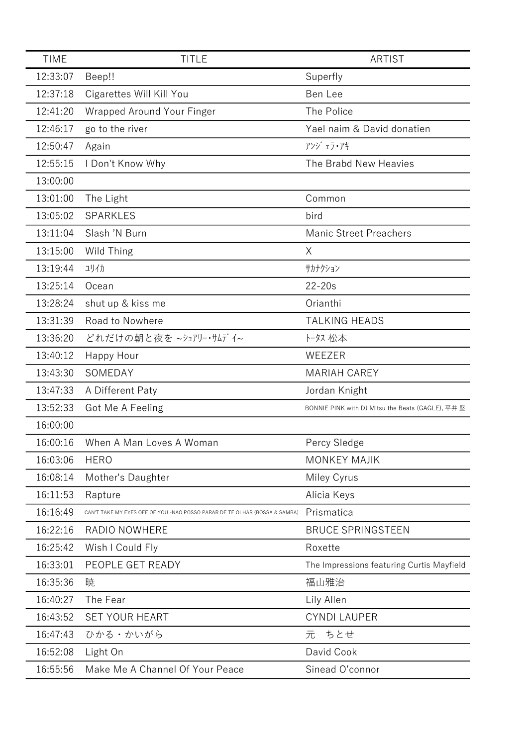| TIME | TITLE | ARTIST |
|---|---|---|
| 12:33:07 | Beep!! | Superfly |
| 12:37:18 | Cigarettes Will Kill You | Ben Lee |
| 12:41:20 | Wrapped Around Your Finger | The Police |
| 12:46:17 | go to the river | Yael naim & David donatien |
| 12:50:47 | Again | ｱﾝｼﾞｪﾗ･ｱｷ |
| 12:55:15 | I Don't Know Why | The Brabd New Heavies |
| 13:00:00 | | |
| 13:01:00 | The Light | Common |
| 13:05:02 | SPARKLES | bird |
| 13:11:04 | Slash 'N Burn | Manic Street Preachers |
| 13:15:00 | Wild Thing | X |
| 13:19:44 | ﾕﾘｲｶ | ｻｶﾅｸｼｮﾝ |
| 13:25:14 | Ocean | 22-20s |
| 13:28:24 | shut up & kiss me | Orianthi |
| 13:31:39 | Road to Nowhere | TALKING HEADS |
| 13:36:20 | どれだけの朝と夜を ~ｼｭｱﾘｰ･ｻﾑﾃﾞｨ~ | ﾄｰﾀｽ 松本 |
| 13:40:12 | Happy Hour | WEEZER |
| 13:43:30 | SOMEDAY | MARIAH CAREY |
| 13:47:33 | A Different Paty | Jordan Knight |
| 13:52:33 | Got Me A Feeling | BONNIE PINK with DJ Mitsu the Beats (GAGLE), 平井 堅 |
| 16:00:00 | | |
| 16:00:16 | When A Man Loves A Woman | Percy Sledge |
| 16:03:06 | HERO | MONKEY MAJIK |
| 16:08:14 | Mother's Daughter | Miley Cyrus |
| 16:11:53 | Rapture | Alicia Keys |
| 16:16:49 | CAN'T TAKE MY EYES OFF OF YOU -NAO POSSO PARAR DE TE OLHAR (BOSSA & SAMBA) | Prismatica |
| 16:22:16 | RADIO NOWHERE | BRUCE SPRINGSTEEN |
| 16:25:42 | Wish I Could Fly | Roxette |
| 16:33:01 | PEOPLE GET READY | The Impressions featuring Curtis Mayfield |
| 16:35:36 | 暁 | 福山雅治 |
| 16:40:27 | The Fear | Lily Allen |
| 16:43:52 | SET YOUR HEART | CYNDI LAUPER |
| 16:47:43 | ひかる・かいがら | 元　ちとせ |
| 16:52:08 | Light On | David Cook |
| 16:55:56 | Make Me A Channel Of Your Peace | Sinead O'connor |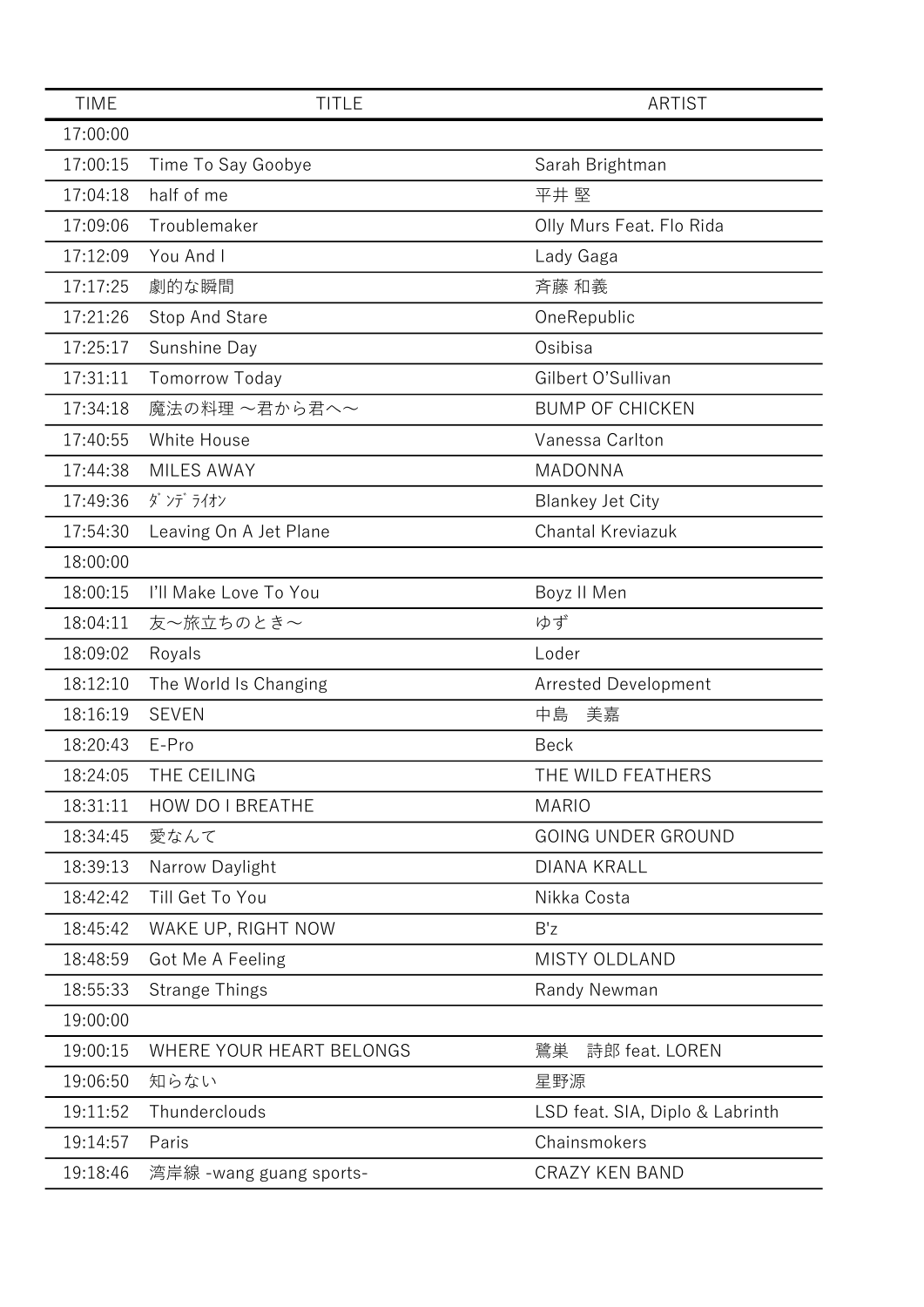| TIME | TITLE | ARTIST |
|---|---|---|
| 17:00:00 | | |
| 17:00:15 | Time To Say Goobye | Sarah Brightman |
| 17:04:18 | half of me | 平井 堅 |
| 17:09:06 | Troublemaker | Olly Murs Feat. Flo Rida |
| 17:12:09 | You And I | Lady Gaga |
| 17:17:25 | 劇的な瞬間 | 斉藤 和義 |
| 17:21:26 | Stop And Stare | OneRepublic |
| 17:25:17 | Sunshine Day | Osibisa |
| 17:31:11 | Tomorrow Today | Gilbert O'Sullivan |
| 17:34:18 | 魔法の料理 〜君から君へ〜 | BUMP OF CHICKEN |
| 17:40:55 | White House | Vanessa Carlton |
| 17:44:38 | MILES AWAY | MADONNA |
| 17:49:36 | ﾀﾞﾝﾃﾞﾗｲｵﾝ | Blankey Jet City |
| 17:54:30 | Leaving On A Jet Plane | Chantal Kreviazuk |
| 18:00:00 | | |
| 18:00:15 | I'll Make Love To You | Boyz II Men |
| 18:04:11 | 友〜旅立ちのとき〜 | ゆず |
| 18:09:02 | Royals | Loder |
| 18:12:10 | The World Is Changing | Arrested Development |
| 18:16:19 | SEVEN | 中島　美嘉 |
| 18:20:43 | E-Pro | Beck |
| 18:24:05 | THE CEILING | THE WILD FEATHERS |
| 18:31:11 | HOW DO I BREATHE | MARIO |
| 18:34:45 | 愛なんて | GOING UNDER GROUND |
| 18:39:13 | Narrow Daylight | DIANA KRALL |
| 18:42:42 | Till Get To You | Nikka Costa |
| 18:45:42 | WAKE UP, RIGHT NOW | B'z |
| 18:48:59 | Got Me A Feeling | MISTY OLDLAND |
| 18:55:33 | Strange Things | Randy Newman |
| 19:00:00 | | |
| 19:00:15 | WHERE YOUR HEART BELONGS | 鷺巣　詩郎 feat. LOREN |
| 19:06:50 | 知らない | 星野源 |
| 19:11:52 | Thunderclouds | LSD feat. SIA, Diplo & Labrinth |
| 19:14:57 | Paris | Chainsmokers |
| 19:18:46 | 湾岸線 -wang guang sports- | CRAZY KEN BAND |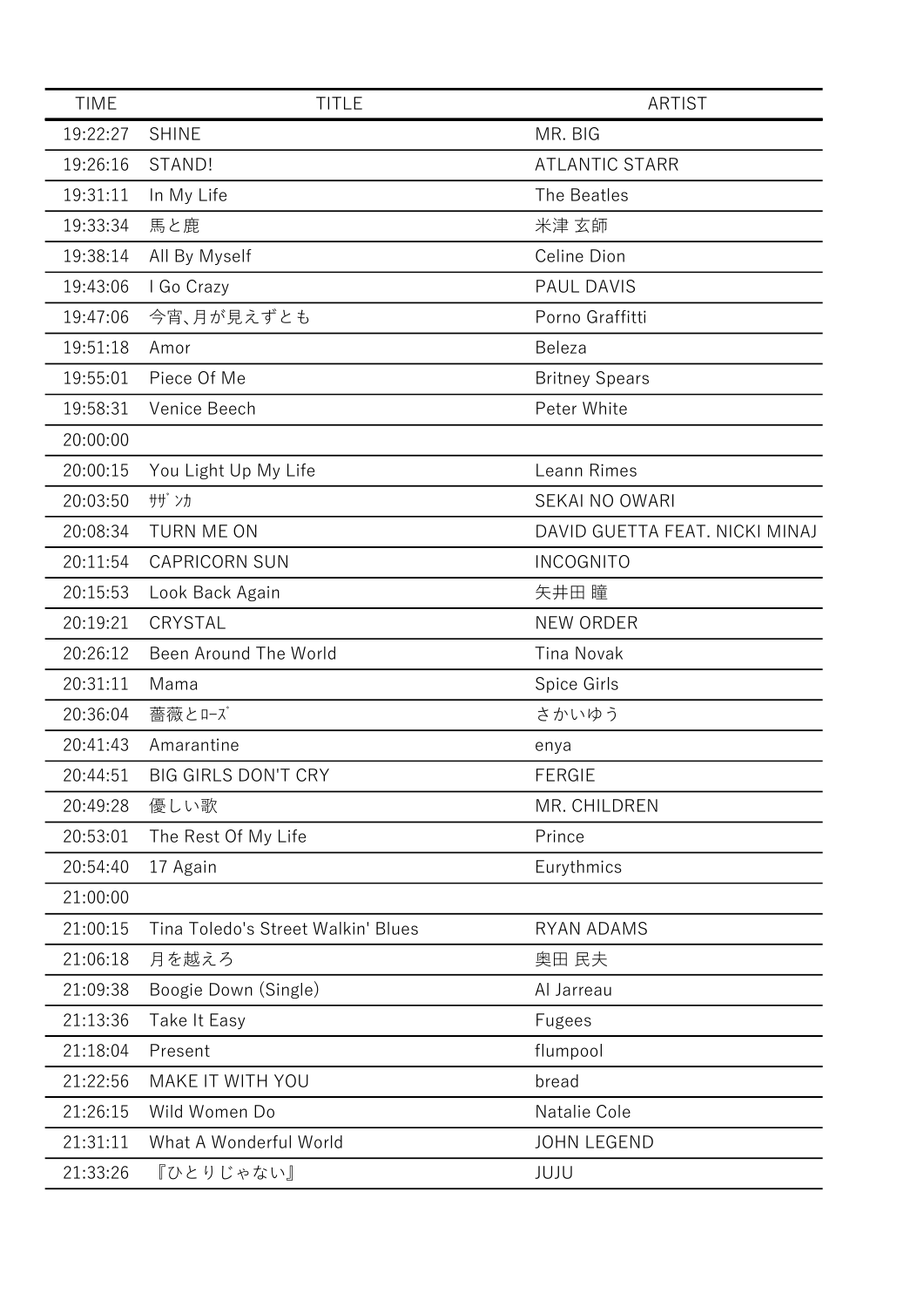| TIME | TITLE | ARTIST |
|---|---|---|
| 19:22:27 | SHINE | MR. BIG |
| 19:26:16 | STAND! | ATLANTIC STARR |
| 19:31:11 | In My Life | The Beatles |
| 19:33:34 | 馬と鹿 | 米津 玄師 |
| 19:38:14 | All By Myself | Celine Dion |
| 19:43:06 | I Go Crazy | PAUL DAVIS |
| 19:47:06 | 今宵､月が見えずとも | Porno Graffitti |
| 19:51:18 | Amor | Beleza |
| 19:55:01 | Piece Of Me | Britney Spears |
| 19:58:31 | Venice Beech | Peter White |
| 20:00:00 | | |
| 20:00:15 | You Light Up My Life | Leann Rimes |
| 20:03:50 | ｻｻﾞﾝｶ | SEKAI NO OWARI |
| 20:08:34 | TURN ME ON | DAVID GUETTA FEAT. NICKI MINAJ |
| 20:11:54 | CAPRICORN SUN | INCOGNITO |
| 20:15:53 | Look Back Again | 矢井田 瞳 |
| 20:19:21 | CRYSTAL | NEW ORDER |
| 20:26:12 | Been Around The World | Tina Novak |
| 20:31:11 | Mama | Spice Girls |
| 20:36:04 | 薔薇とﾛｰｽﾞ | さかいゆう |
| 20:41:43 | Amarantine | enya |
| 20:44:51 | BIG GIRLS DON'T CRY | FERGIE |
| 20:49:28 | 優しい歌 | MR. CHILDREN |
| 20:53:01 | The Rest Of My Life | Prince |
| 20:54:40 | 17 Again | Eurythmics |
| 21:00:00 | | |
| 21:00:15 | Tina Toledo's Street Walkin' Blues | RYAN ADAMS |
| 21:06:18 | 月を越えろ | 奥田 民夫 |
| 21:09:38 | Boogie Down (Single) | Al Jarreau |
| 21:13:36 | Take It Easy | Fugees |
| 21:18:04 | Present | flumpool |
| 21:22:56 | MAKE IT WITH YOU | bread |
| 21:26:15 | Wild Women Do | Natalie Cole |
| 21:31:11 | What A Wonderful World | JOHN LEGEND |
| 21:33:26 | 『ひとりじゃない』 | JUJU |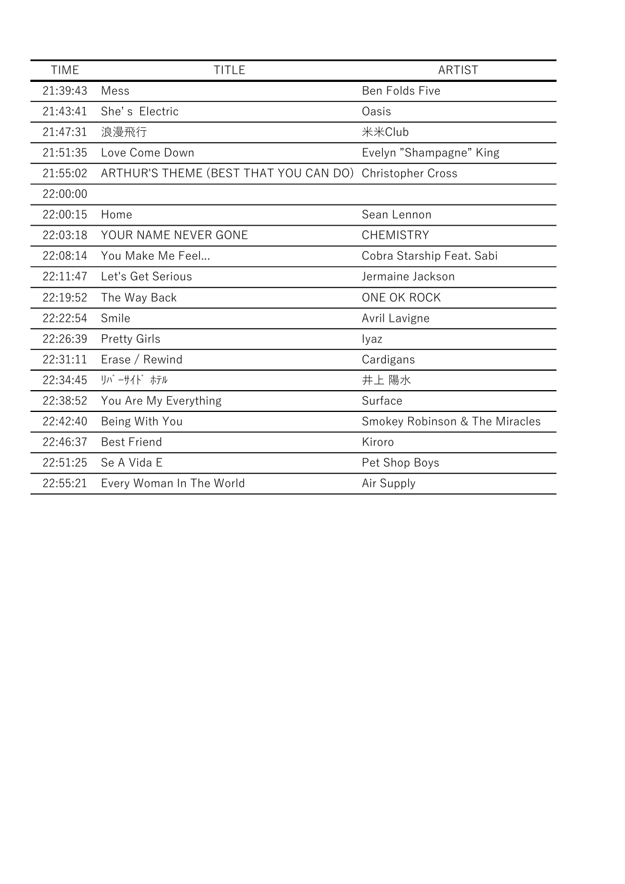| TIME | TITLE | ARTIST |
|---|---|---|
| 21:39:43 | Mess | Ben Folds Five |
| 21:43:41 | She’s Electric | Oasis |
| 21:47:31 | 浪漫飛行 | 米米Club |
| 21:51:35 | Love Come Down | Evelyn ”Shampagne” King |
| 21:55:02 | ARTHUR'S THEME (BEST THAT YOU CAN DO) | Christopher Cross |
| 22:00:00 | | |
| 22:00:15 | Home | Sean Lennon |
| 22:03:18 | YOUR NAME NEVER GONE | CHEMISTRY |
| 22:08:14 | You Make Me Feel... | Cobra Starship Feat. Sabi |
| 22:11:47 | Let's Get Serious | Jermaine Jackson |
| 22:19:52 | The Way Back | ONE OK ROCK |
| 22:22:54 | Smile | Avril Lavigne |
| 22:26:39 | Pretty Girls | Iyaz |
| 22:31:11 | Erase / Rewind | Cardigans |
| 22:34:45 | ﾘﾊﾞｰｻｲﾄﾞ ﾎﾃﾙ | 井上 陽水 |
| 22:38:52 | You Are My Everything | Surface |
| 22:42:40 | Being With You | Smokey Robinson & The Miracles |
| 22:46:37 | Best Friend | Kiroro |
| 22:51:25 | Se A Vida E | Pet Shop Boys |
| 22:55:21 | Every Woman In The World | Air Supply |